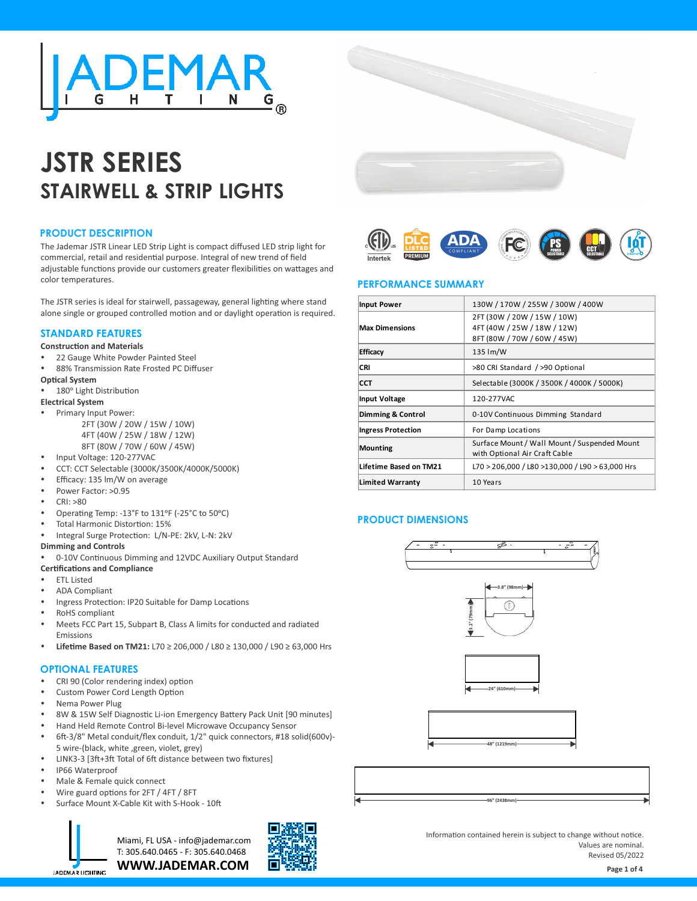# JSTR SERIES

## STAIRWELL & STRIP LIGHTS

### PRODUCT DESCRIPTION

The Jademar JSTR Linear LED Strip Light is compact diffused LED strip light for commercial, retail and residential purpose. Integral of new trend of field adjustable functions provide our customers greater flexibilities on wattages and color temperatures.

The JSTR series is ideal for stairwell, passageway, general lighting where stand alone single or grouped controlled motion and or daylight operation is required.

### STANDARD FEATURES

**Construction and Materials**

- 22 Gauge White Powder Painted Steel
- 88% Transmission Rate Frosted PC Diffuser

**Optical System**

- 180º Light Distribution

**Electrical System**

- Primary Input Power:
  2FT (30W / 20W / 15W / 10W)
  4FT (40W / 25W / 18W / 12W)
  8FT (80W / 70W / 60W / 45W)
- Input Voltage: 120-277VAC
- CCT: CCT Selectable (3000K/3500K/4000K/5000K)
- Efficacy: 135 lm/W on average
- Power Factor: >0.95
- CRI: >80
- Operating Temp: -13°F to 131°F (-25°C to 50°C)
- Total Harmonic Distortion: 15%
- Integral Surge Protection: L/N-PE: 2kV, L-N: 2kV

**Dimming and Controls**

- 0-10V Continuous Dimming and 12VDC Auxiliary Output Standard

**Certifications and Compliance**

- ETL Listed
- ADA Compliant
- Ingress Protection: IP20 Suitable for Damp Locations
- RoHS compliant
- Meets FCC Part 15, Subpart B, Class A limits for conducted and radiated Emissions
- **Lifetime Based on TM21:** L70 ≥ 206,000 / L80 ≥ 130,000 / L90 ≥ 63,000 Hrs

### OPTIONAL FEATURES

- CRI 90 (Color rendering index) option
- Custom Power Cord Length Option
- Nema Power Plug
- 8W & 15W Self Diagnostic Li-ion Emergency Battery Pack Unit [90 minutes]
- Hand Held Remote Control Bi-level Microwave Occupancy Sensor
- 6ft-3/8" Metal conduit/flex conduit, 1/2" quick connectors, #18 solid(600v)-5 wire-(black, white ,green, violet, grey)
- LINK3-3 [3ft+3ft Total of 6ft distance between two fixtures]
- IP66 Waterproof
- Male & Female quick connect
- Wire guard options for 2FT / 4FT / 8FT
- Surface Mount X-Cable Kit with S-Hook - 10ft

### PERFORMANCE SUMMARY

| | |
|---|---|
| **Input Power** | 130W / 170W / 255W / 300W / 400W |
| **Max Dimensions** | 2FT (30W / 20W / 15W / 10W)<br>4FT (40W / 25W / 18W / 12W)<br>8FT (80W / 70W / 60W / 45W) |
| **Efficacy** | 135 lm/W |
| **CRI** | >80 CRI Standard / >90 Optional |
| **CCT** | Selectable (3000K / 3500K / 4000K / 5000K) |
| **Input Voltage** | 120-277VAC |
| **Dimming & Control** | 0-10V Continuous Dimming Standard |
| **Ingress Protection** | For Damp Locations |
| **Mounting** | Surface Mount / Wall Mount / Suspended Mount with Optional Air Craft Cable |
| **Lifetime Based on TM21** | L70 > 206,000 / L80 >130,000 / L90 > 63,000 Hrs |
| **Limited Warranty** | 10 Years |

### PRODUCT DIMENSIONS

3.8" (98mm)
3.1" (79mm)
24" (610mm)
48" (1219mm)
96" (2438mm)

Miami, FL USA - info@jademar.com
T: 305.640.0465 - F: 305.640.0468
**WWW.JADEMAR.COM**

Information contained herein is subject to change without notice.
Values are nominal.
Revised 05/2022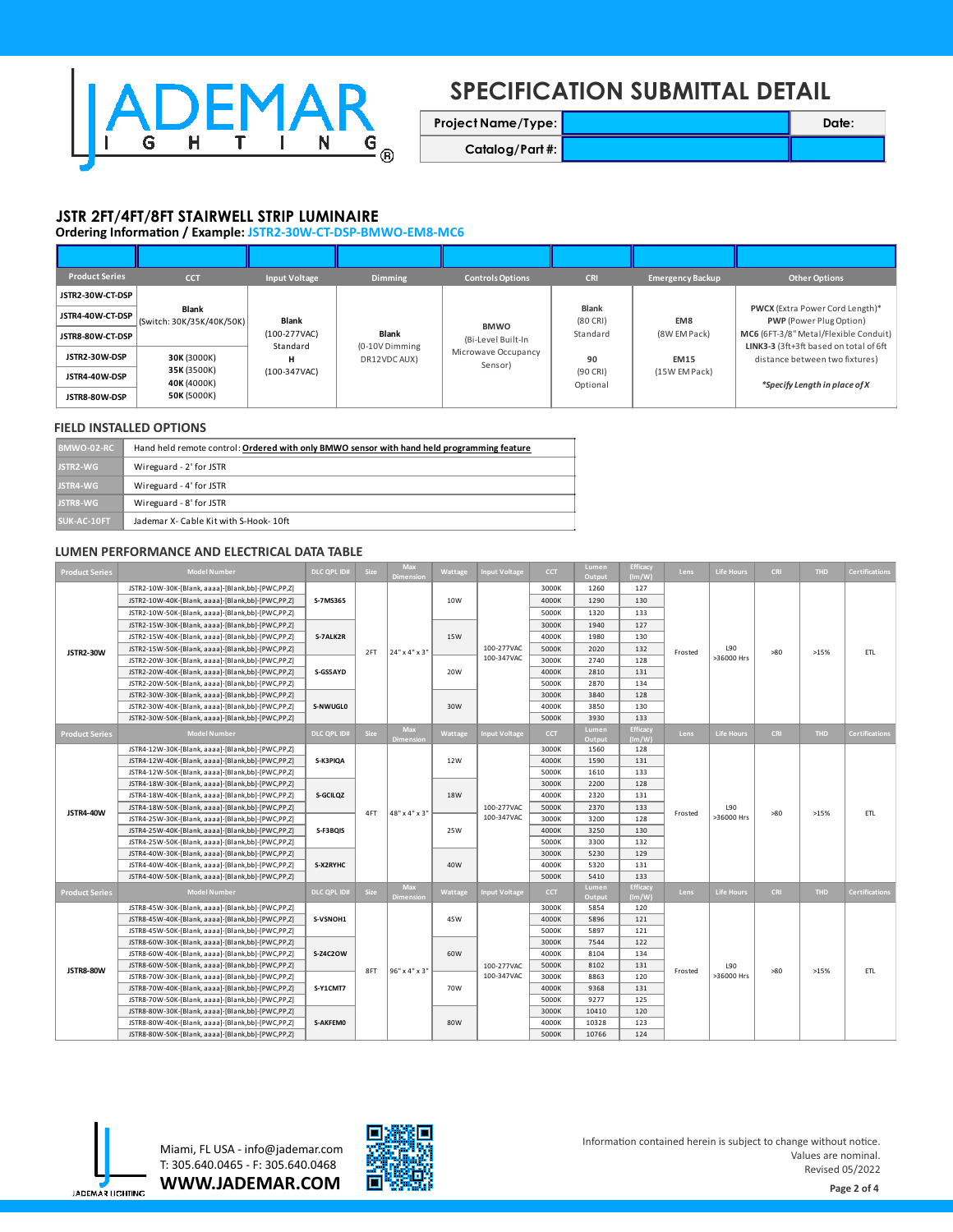# SPECIFICATION SUBMITTAL DETAIL

| Project Name/Type: | | Date: |
|---|---|---|
| Catalog/Part #: | | |

## JSTR 2FT/4FT/8FT STAIRWELL STRIP LUMINAIRE

**Ordering Information / Example:** JSTR2-30W-CT-DSP-BMWO-EM8-MC6

| Product Series | CCT | Input Voltage | Dimming | Controls Options | CRI | Emergency Backup | Other Options |
|---|---|---|---|---|---|---|---|
| JSTR2-30W-CT-DSP<br>JSTR4-40W-CT-DSP<br>JSTR8-80W-CT-DSP | **Blank**<br>(Switch: 30K/35K/40K/50K) | **Blank**<br>(100-277VAC)<br>Standard<br>**H**<br>(100-347VAC) | **Blank**<br>(0-10V Dimming DR12VDC AUX) | **BMWO**<br>(Bi-Level Built-In Microwave Occupancy Sensor) | **Blank**<br>(80 CRI)<br>Standard<br>**90**<br>(90 CRI)<br>Optional | **EM8**<br>(8W EM Pack)<br>**EM15**<br>(15W EM Pack) | **PWCX** (Extra Power Cord Length)*<br>**PWP** (Power Plug Option)<br>**MC6** (6FT-3/8" Metal/Flexible Conduit)<br>**LINK3-3** (3ft+3ft based on total of 6ft distance between two fixtures)<br>*\*Specify Length in place of X* |
| JSTR2-30W-DSP<br>JSTR4-40W-DSP<br>JSTR8-80W-DSP | **30K** (3000K)<br>**35K** (3500K)<br>**40K** (4000K)<br>**50K** (5000K) | | | | | | |

## FIELD INSTALLED OPTIONS

| | |
|---|---|
| BMWO-02-RC | Hand held remote control: **Ordered with only BMWO sensor with hand held programming feature** |
| JSTR2-WG | Wireguard - 2' for JSTR |
| JSTR4-WG | Wireguard - 4' for JSTR |
| JSTR8-WG | Wireguard - 8' for JSTR |
| SUK-AC-10FT | Jademar X- Cable Kit with S-Hook- 10ft |

## LUMEN PERFORMANCE AND ELECTRICAL DATA TABLE

| Product Series | Model Number | DLC QPL ID# | Size | Max Dimension | Wattage | Input Voltage | CCT | Lumen Output | Efficacy (lm/W) | Lens | Life Hours | CRI | THD | Certifications |
|---|---|---|---|---|---|---|---|---|---|---|---|---|---|---|
| JSTR2-30W | JSTR2-10W-30K-[Blank, aaaa]-[Blank,bb]-[PWC,PP,Z] | S-7MS365 | 2FT | 24" x 4" x 3" | 10W | 100-277VAC 100-347VAC | 3000K | 1260 | 127 | Frosted | L90 >36000 Hrs | >80 | >15% | ETL |
| | JSTR2-10W-40K-[Blank, aaaa]-[Blank,bb]-[PWC,PP,Z] | | | | | | 4000K | 1290 | 130 | | | | | |
| | JSTR2-10W-50K-[Blank, aaaa]-[Blank,bb]-[PWC,PP,Z] | | | | | | 5000K | 1320 | 133 | | | | | |
| | JSTR2-15W-30K-[Blank, aaaa]-[Blank,bb]-[PWC,PP,Z] | S-7ALK2R | | | 15W | | 3000K | 1940 | 127 | | | | | |
| | JSTR2-15W-40K-[Blank, aaaa]-[Blank,bb]-[PWC,PP,Z] | | | | | | 4000K | 1980 | 130 | | | | | |
| | JSTR2-15W-50K-[Blank, aaaa]-[Blank,bb]-[PWC,PP,Z] | | | | | | 5000K | 2020 | 132 | | | | | |
| | JSTR2-20W-30K-[Blank, aaaa]-[Blank,bb]-[PWC,PP,Z] | S-GS5AYD | | | 20W | | 3000K | 2740 | 128 | | | | | |
| | JSTR2-20W-40K-[Blank, aaaa]-[Blank,bb]-[PWC,PP,Z] | | | | | | 4000K | 2810 | 131 | | | | | |
| | JSTR2-20W-50K-[Blank, aaaa]-[Blank,bb]-[PWC,PP,Z] | | | | | | 5000K | 2870 | 134 | | | | | |
| | JSTR2-30W-30K-[Blank, aaaa]-[Blank,bb]-[PWC,PP,Z] | S-NWUGL0 | | | 30W | | 3000K | 3840 | 128 | | | | | |
| | JSTR2-30W-40K-[Blank, aaaa]-[Blank,bb]-[PWC,PP,Z] | | | | | | 4000K | 3850 | 130 | | | | | |
| | JSTR2-30W-50K-[Blank, aaaa]-[Blank,bb]-[PWC,PP,Z] | | | | | | 5000K | 3930 | 133 | | | | | |
| JSTR4-40W | JSTR4-12W-30K-[Blank, aaaa]-[Blank,bb]-[PWC,PP,Z] | S-K3PIQA | 4FT | 48" x 4" x 3" | 12W | 100-277VAC 100-347VAC | 3000K | 1560 | 128 | Frosted | L90 >36000 Hrs | >80 | >15% | ETL |
| | JSTR4-12W-40K-[Blank, aaaa]-[Blank,bb]-[PWC,PP,Z] | | | | | | 4000K | 1590 | 131 | | | | | |
| | JSTR4-12W-50K-[Blank, aaaa]-[Blank,bb]-[PWC,PP,Z] | | | | | | 5000K | 1610 | 133 | | | | | |
| | JSTR4-18W-30K-[Blank, aaaa]-[Blank,bb]-[PWC,PP,Z] | S-GCILQZ | | | 18W | | 3000K | 2200 | 128 | | | | | |
| | JSTR4-18W-40K-[Blank, aaaa]-[Blank,bb]-[PWC,PP,Z] | | | | | | 4000K | 2320 | 131 | | | | | |
| | JSTR4-18W-50K-[Blank, aaaa]-[Blank,bb]-[PWC,PP,Z] | | | | | | 5000K | 2370 | 133 | | | | | |
| | JSTR4-25W-30K-[Blank, aaaa]-[Blank,bb]-[PWC,PP,Z] | S-F3BQIS | | | 25W | | 3000K | 3200 | 128 | | | | | |
| | JSTR4-25W-40K-[Blank, aaaa]-[Blank,bb]-[PWC,PP,Z] | | | | | | 4000K | 3250 | 130 | | | | | |
| | JSTR4-25W-50K-[Blank, aaaa]-[Blank,bb]-[PWC,PP,Z] | | | | | | 5000K | 3300 | 132 | | | | | |
| | JSTR4-40W-30K-[Blank, aaaa]-[Blank,bb]-[PWC,PP,Z] | S-X2RYHC | | | 40W | | 3000K | 5230 | 129 | | | | | |
| | JSTR4-40W-40K-[Blank, aaaa]-[Blank,bb]-[PWC,PP,Z] | | | | | | 4000K | 5320 | 131 | | | | | |
| | JSTR4-40W-50K-[Blank, aaaa]-[Blank,bb]-[PWC,PP,Z] | | | | | | 5000K | 5410 | 133 | | | | | |
| JSTR8-80W | JSTR8-45W-30K-[Blank, aaaa]-[Blank,bb]-[PWC,PP,Z] | S-VSNOH1 | 8FT | 96" x 4" x 3" | 45W | 100-277VAC 100-347VAC | 3000K | 5854 | 120 | Frosted | L90 >36000 Hrs | >80 | >15% | ETL |
| | JSTR8-45W-40K-[Blank, aaaa]-[Blank,bb]-[PWC,PP,Z] | | | | | | 4000K | 5896 | 121 | | | | | |
| | JSTR8-45W-50K-[Blank, aaaa]-[Blank,bb]-[PWC,PP,Z] | | | | | | 5000K | 5897 | 121 | | | | | |
| | JSTR8-60W-30K-[Blank, aaaa]-[Blank,bb]-[PWC,PP,Z] | S-Z4C2OW | | | 60W | | 3000K | 7544 | 122 | | | | | |
| | JSTR8-60W-40K-[Blank, aaaa]-[Blank,bb]-[PWC,PP,Z] | | | | | | 4000K | 8104 | 134 | | | | | |
| | JSTR8-60W-50K-[Blank, aaaa]-[Blank,bb]-[PWC,PP,Z] | | | | | | 5000K | 8102 | 131 | | | | | |
| | JSTR8-70W-30K-[Blank, aaaa]-[Blank,bb]-[PWC,PP,Z] | S-Y1CMT7 | | | 70W | | 3000K | 8863 | 120 | | | | | |
| | JSTR8-70W-40K-[Blank, aaaa]-[Blank,bb]-[PWC,PP,Z] | | | | | | 4000K | 9368 | 131 | | | | | |
| | JSTR8-70W-50K-[Blank, aaaa]-[Blank,bb]-[PWC,PP,Z] | | | | | | 5000K | 9277 | 125 | | | | | |
| | JSTR8-80W-30K-[Blank, aaaa]-[Blank,bb]-[PWC,PP,Z] | S-AKFEM0 | | | 80W | | 3000K | 10410 | 120 | | | | | |
| | JSTR8-80W-40K-[Blank, aaaa]-[Blank,bb]-[PWC,PP,Z] | | | | | | 4000K | 10328 | 123 | | | | | |
| | JSTR8-80W-50K-[Blank, aaaa]-[Blank,bb]-[PWC,PP,Z] | | | | | | 5000K | 10766 | 124 | | | | | |

Miami, FL USA - info@jademar.com
T: 305.640.0465 - F: 305.640.0468
**WWW.JADEMAR.COM**

Information contained herein is subject to change without notice.
Values are nominal.
Revised 05/2022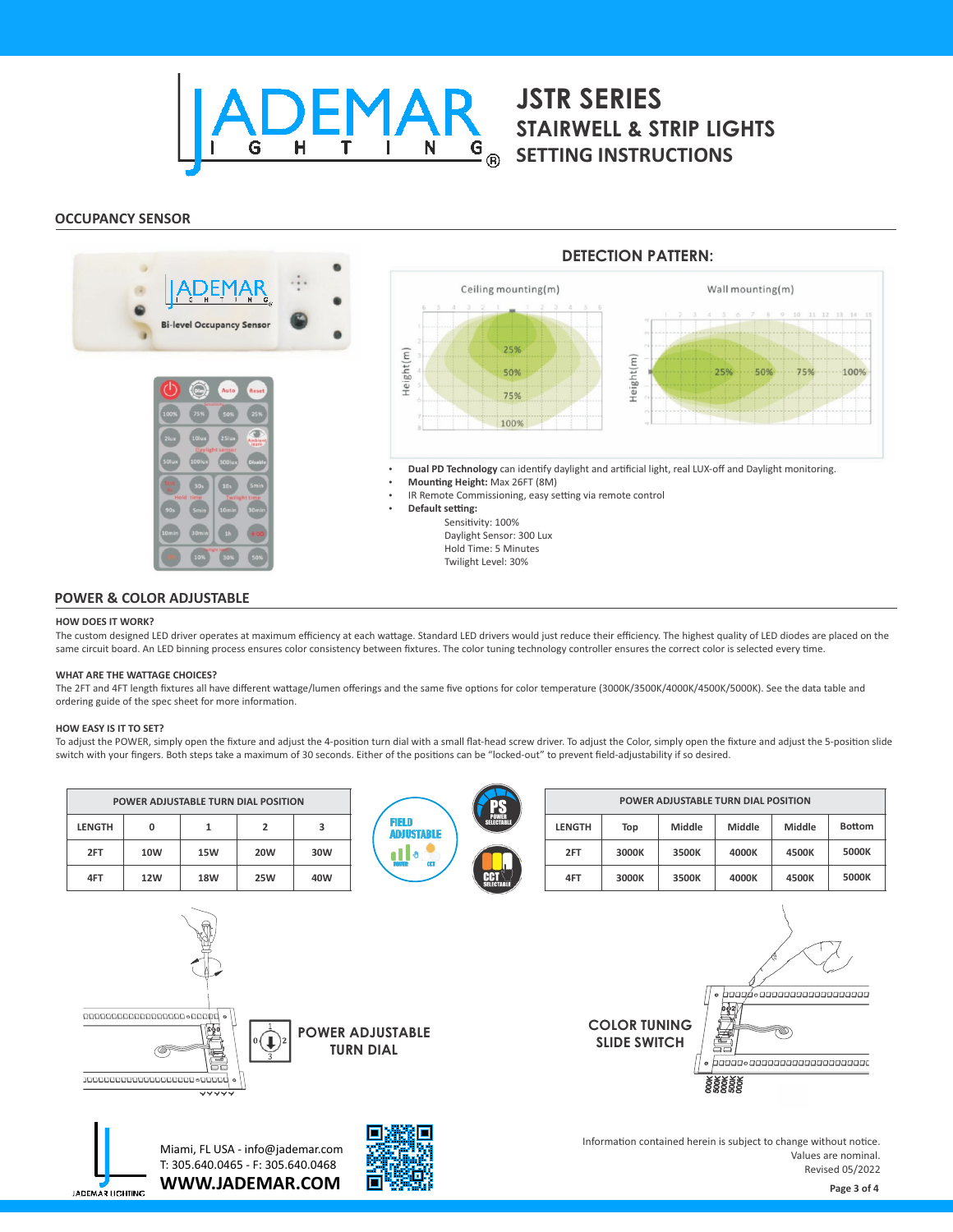# JSTR SERIES
## STAIRWELL & STRIP LIGHTS
## SETTING INSTRUCTIONS

## OCCUPANCY SENSOR

### DETECTION PATTERN:

- **Dual PD Technology** can identify daylight and artificial light, real LUX-off and Daylight monitoring.
- **Mounting Height:** Max 26FT (8M)
- IR Remote Commissioning, easy setting via remote control
- **Default setting:**
  - Sensitivity: 100%
  - Daylight Sensor: 300 Lux
  - Hold Time: 5 Minutes
  - Twilight Level: 30%

## POWER & COLOR ADJUSTABLE

**HOW DOES IT WORK?**

The custom designed LED driver operates at maximum efficiency at each wattage. Standard LED drivers would just reduce their efficiency. The highest quality of LED diodes are placed on the same circuit board. An LED binning process ensures color consistency between fixtures. The color tuning technology controller ensures the correct color is selected every time.

**WHAT ARE THE WATTAGE CHOICES?**

The 2FT and 4FT length fixtures all have different wattage/lumen offerings and the same five options for color temperature (3000K/3500K/4000K/4500K/5000K). See the data table and ordering guide of the spec sheet for more information.

**HOW EASY IS IT TO SET?**

To adjust the POWER, simply open the fixture and adjust the 4-position turn dial with a small flat-head screw driver. To adjust the Color, simply open the fixture and adjust the 5-position slide switch with your fingers. Both steps take a maximum of 30 seconds. Either of the positions can be "locked-out" to prevent field-adjustability if so desired.

| POWER ADJUSTABLE TURN DIAL POSITION | | | | |
|---|---|---|---|---|
| LENGTH | 0 | 1 | 2 | 3 |
| 2FT | 10W | 15W | 20W | 30W |
| 4FT | 12W | 18W | 25W | 40W |

| POWER ADJUSTABLE TURN DIAL POSITION | | | | | |
|---|---|---|---|---|---|
| LENGTH | Top | Middle | Middle | Middle | Bottom |
| 2FT | 3000K | 3500K | 4000K | 4500K | 5000K |
| 4FT | 3000K | 3500K | 4000K | 4500K | 5000K |

POWER ADJUSTABLE TURN DIAL

COLOR TUNING SLIDE SWITCH

Miami, FL USA - info@jademar.com
T: 305.640.0465 - F: 305.640.0468
**WWW.JADEMAR.COM**

Information contained herein is subject to change without notice.
Values are nominal.
Revised 05/2022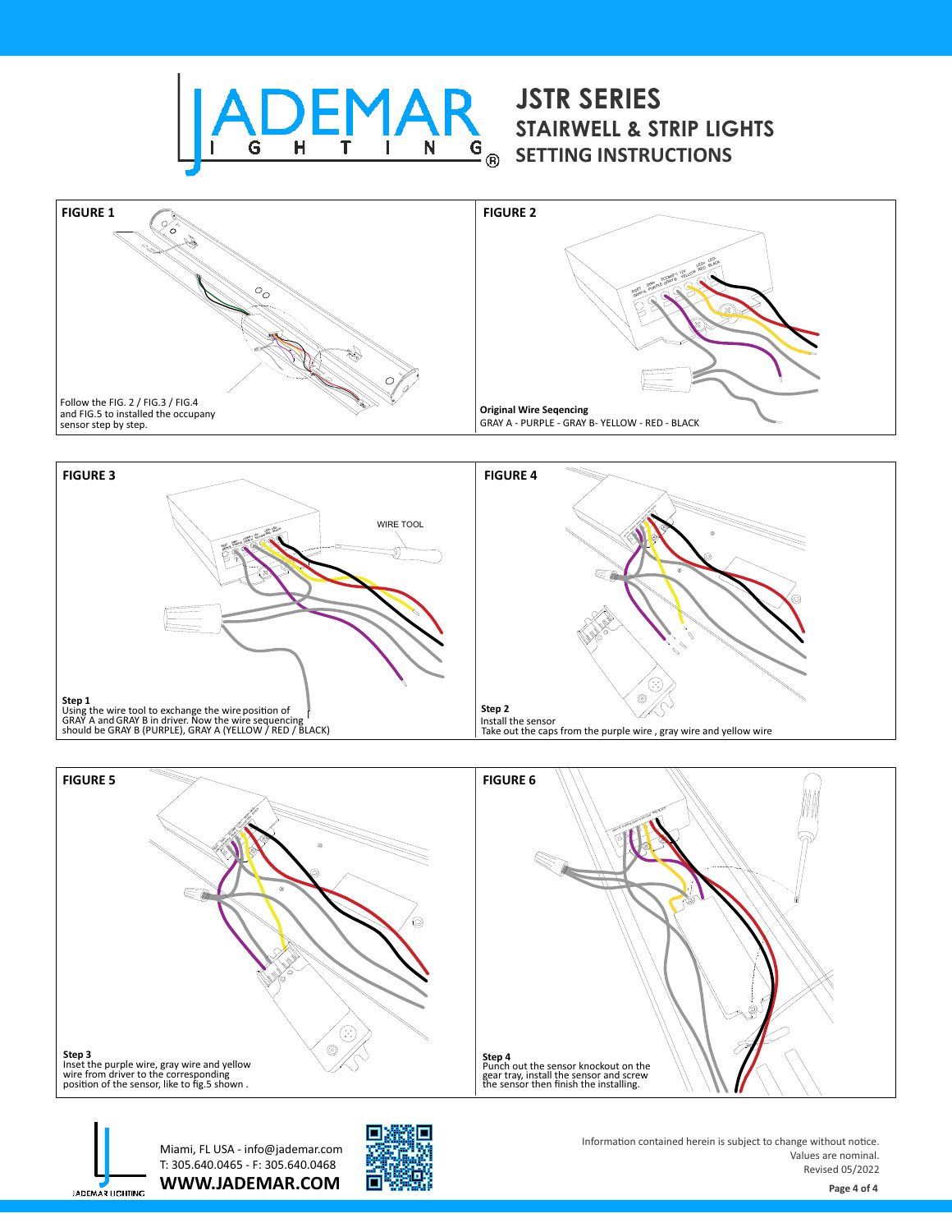# JSTR SERIES

## STAIRWELL & STRIP LIGHTS

## SETTING INSTRUCTIONS

**FIGURE 1**

Follow the FIG. 2 / FIG.3 / FIG.4 and FIG.5 to installed the occupany sensor step by step.

**FIGURE 2**

**Original Wire Seqencing**
GRAY A - PURPLE - GRAY B- YELLOW - RED - BLACK

**FIGURE 3**

WIRE TOOL

**Step 1**
Using the wire tool to exchange the wire position of GRAY A and GRAY B in driver. Now the wire sequencing should be GRAY B (PURPLE), GRAY A (YELLOW / RED / BLACK)

**FIGURE 4**

**Step 2**
Install the sensor
Take out the caps from the purple wire , gray wire and yellow wire

**FIGURE 5**

**Step 3**
Inset the purple wire, gray wire and yellow wire from driver to the corresponding position of the sensor, like to fig.5 shown .

**FIGURE 6**

**Step 4**
Punch out the sensor knockout on the gear tray, install the sensor and screw the sensor then finish the installing.

Miami, FL USA - info@jademar.com
T: 305.640.0465 - F: 305.640.0468
**WWW.JADEMAR.COM**

Information contained herein is subject to change without notice.
Values are nominal.
Revised 05/2022